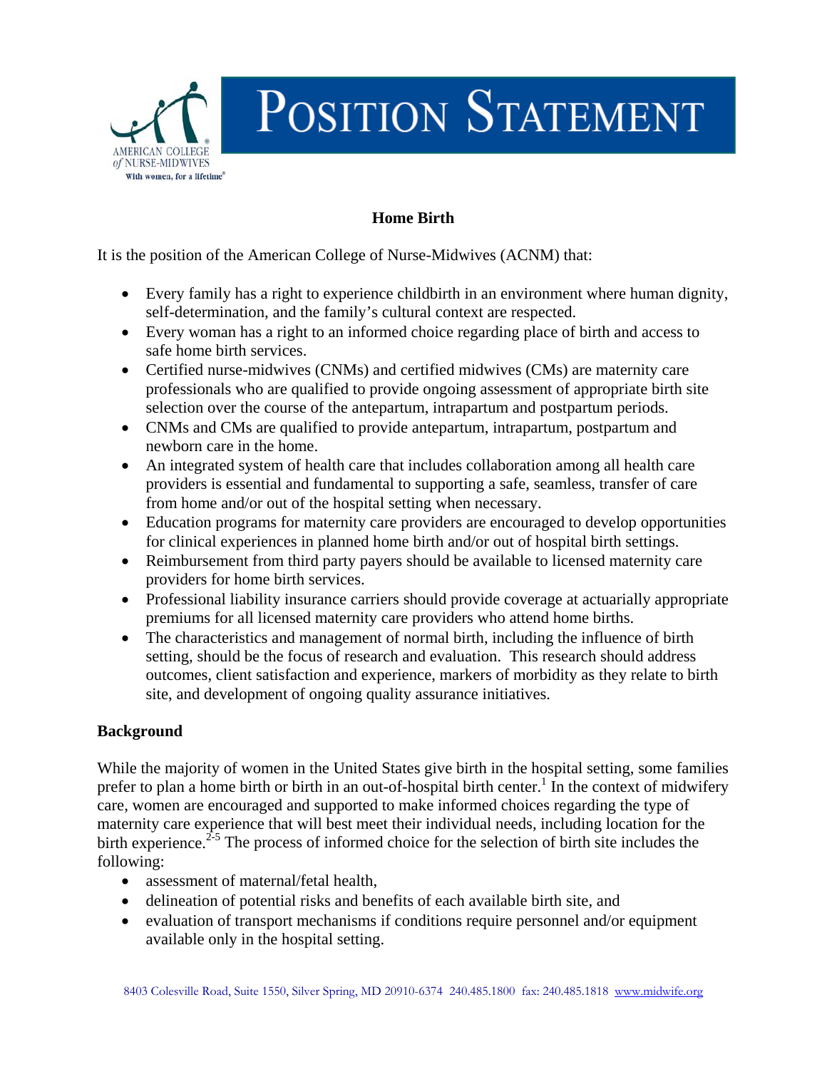AMERICAN COLLEGE of NURSE-MIDWIVES

With women, for a lifetime®

# POSITION STATEMENT

## Home Birth

It is the position of the American College of Nurse-Midwives (ACNM) that:

- Every family has a right to experience childbirth in an environment where human dignity, self-determination, and the family's cultural context are respected.
- Every woman has a right to an informed choice regarding place of birth and access to safe home birth services.
- Certified nurse-midwives (CNMs) and certified midwives (CMs) are maternity care professionals who are qualified to provide ongoing assessment of appropriate birth site selection over the course of the antepartum, intrapartum and postpartum periods.
- CNMs and CMs are qualified to provide antepartum, intrapartum, postpartum and newborn care in the home.
- An integrated system of health care that includes collaboration among all health care providers is essential and fundamental to supporting a safe, seamless, transfer of care from home and/or out of the hospital setting when necessary.
- Education programs for maternity care providers are encouraged to develop opportunities for clinical experiences in planned home birth and/or out of hospital birth settings.
- Reimbursement from third party payers should be available to licensed maternity care providers for home birth services.
- Professional liability insurance carriers should provide coverage at actuarially appropriate premiums for all licensed maternity care providers who attend home births.
- The characteristics and management of normal birth, including the influence of birth setting, should be the focus of research and evaluation. This research should address outcomes, client satisfaction and experience, markers of morbidity as they relate to birth site, and development of ongoing quality assurance initiatives.

### Background

While the majority of women in the United States give birth in the hospital setting, some families prefer to plan a home birth or birth in an out-of-hospital birth center.[1] In the context of midwifery care, women are encouraged and supported to make informed choices regarding the type of maternity care experience that will best meet their individual needs, including location for the birth experience.[2-5] The process of informed choice for the selection of birth site includes the following:

- assessment of maternal/fetal health,
- delineation of potential risks and benefits of each available birth site, and
- evaluation of transport mechanisms if conditions require personnel and/or equipment available only in the hospital setting.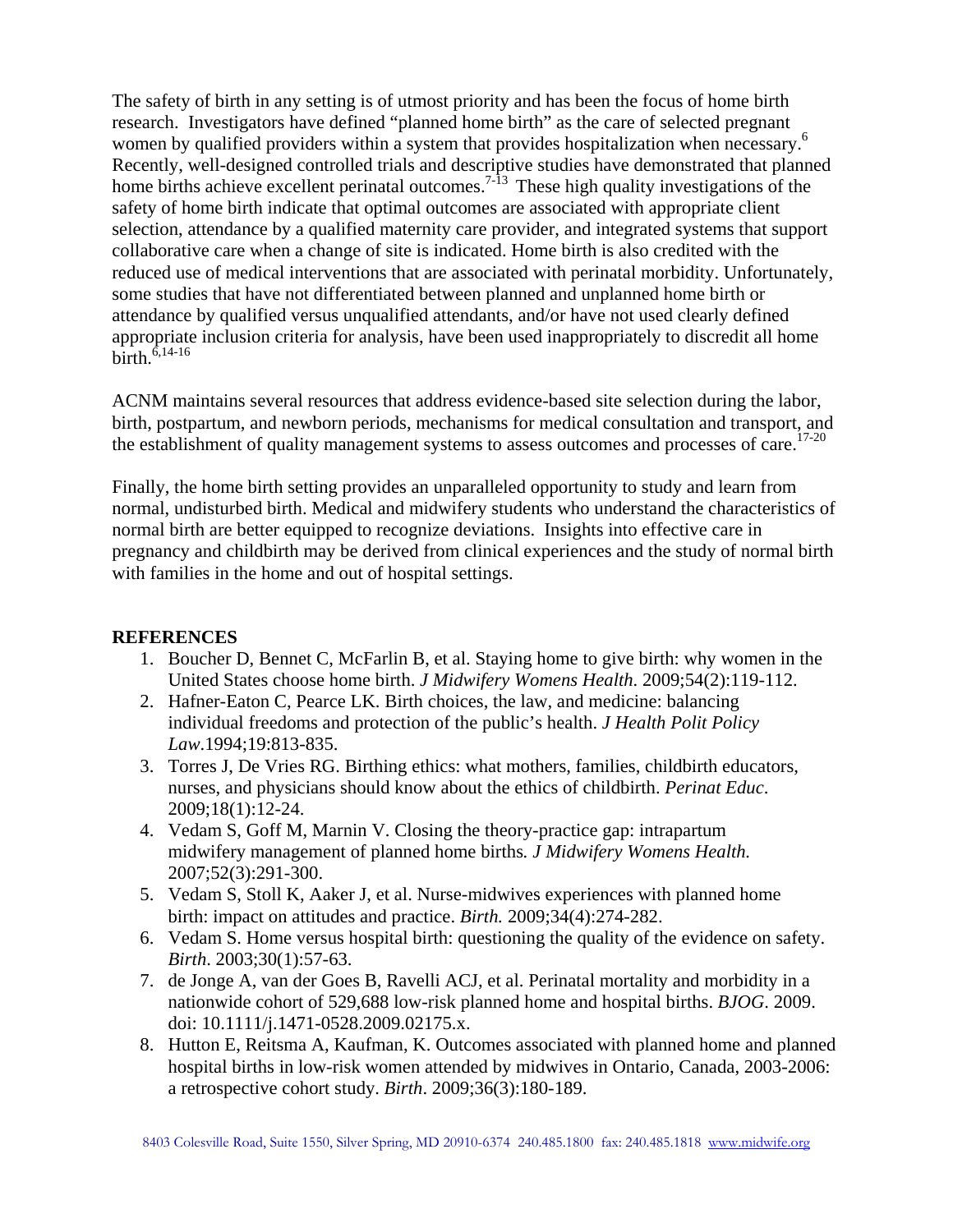The safety of birth in any setting is of utmost priority and has been the focus of home birth research. Investigators have defined "planned home birth" as the care of selected pregnant women by qualified providers within a system that provides hospitalization when necessary.[6] Recently, well-designed controlled trials and descriptive studies have demonstrated that planned home births achieve excellent perinatal outcomes.[7-13] These high quality investigations of the safety of home birth indicate that optimal outcomes are associated with appropriate client selection, attendance by a qualified maternity care provider, and integrated systems that support collaborative care when a change of site is indicated. Home birth is also credited with the reduced use of medical interventions that are associated with perinatal morbidity. Unfortunately, some studies that have not differentiated between planned and unplanned home birth or attendance by qualified versus unqualified attendants, and/or have not used clearly defined appropriate inclusion criteria for analysis, have been used inappropriately to discredit all home birth.[6,14-16]

ACNM maintains several resources that address evidence-based site selection during the labor, birth, postpartum, and newborn periods, mechanisms for medical consultation and transport, and the establishment of quality management systems to assess outcomes and processes of care.[17-20]

Finally, the home birth setting provides an unparalleled opportunity to study and learn from normal, undisturbed birth. Medical and midwifery students who understand the characteristics of normal birth are better equipped to recognize deviations. Insights into effective care in pregnancy and childbirth may be derived from clinical experiences and the study of normal birth with families in the home and out of hospital settings.

## REFERENCES

1. Boucher D, Bennet C, McFarlin B, et al. Staying home to give birth: why women in the United States choose home birth. *J Midwifery Womens Health*. 2009;54(2):119-112.
2. Hafner-Eaton C, Pearce LK. Birth choices, the law, and medicine: balancing individual freedoms and protection of the public's health. *J Health Polit Policy Law*.1994;19:813-835.
3. Torres J, De Vries RG. Birthing ethics: what mothers, families, childbirth educators, nurses, and physicians should know about the ethics of childbirth. *Perinat Educ*. 2009;18(1):12-24.
4. Vedam S, Goff M, Marnin V. Closing the theory-practice gap: intrapartum midwifery management of planned home births*. J Midwifery Womens Health.* 2007;52(3):291-300.
5. Vedam S, Stoll K, Aaker J, et al. Nurse-midwives experiences with planned home birth: impact on attitudes and practice. *Birth.* 2009;34(4):274-282.
6. Vedam S. Home versus hospital birth: questioning the quality of the evidence on safety. *Birth*. 2003;30(1):57-63.
7. de Jonge A, van der Goes B, Ravelli ACJ, et al. Perinatal mortality and morbidity in a nationwide cohort of 529,688 low-risk planned home and hospital births. *BJOG*. 2009. doi: 10.1111/j.1471-0528.2009.02175.x.
8. Hutton E, Reitsma A, Kaufman, K. Outcomes associated with planned home and planned hospital births in low-risk women attended by midwives in Ontario, Canada, 2003-2006: a retrospective cohort study. *Birth*. 2009;36(3):180-189.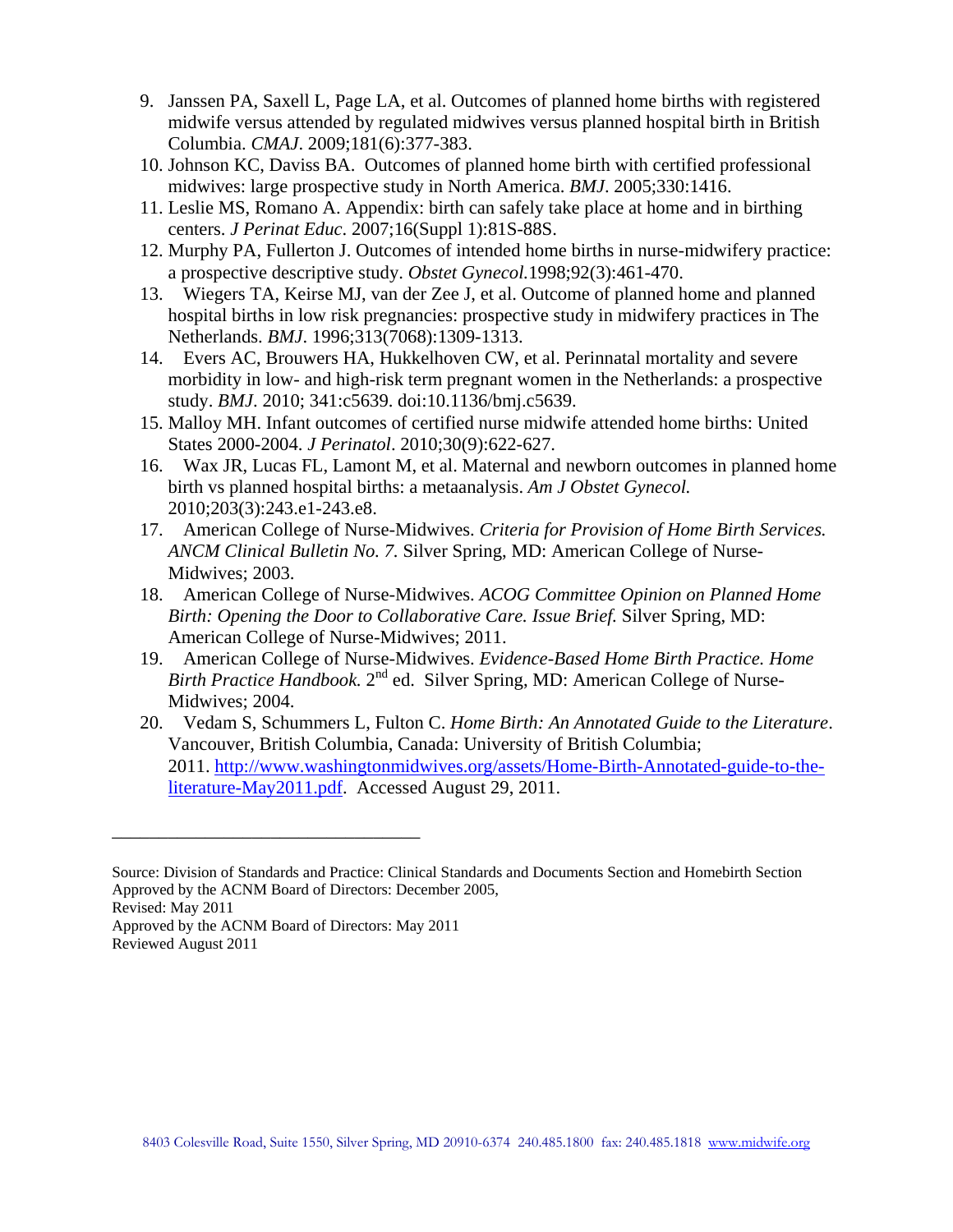9. Janssen PA, Saxell L, Page LA, et al. Outcomes of planned home births with registered midwife versus attended by regulated midwives versus planned hospital birth in British Columbia. *CMAJ*. 2009;181(6):377-383.
10. Johnson KC, Daviss BA. Outcomes of planned home birth with certified professional midwives: large prospective study in North America. *BMJ*. 2005;330:1416.
11. Leslie MS, Romano A. Appendix: birth can safely take place at home and in birthing centers. *J Perinat Educ*. 2007;16(Suppl 1):81S-88S.
12. Murphy PA, Fullerton J. Outcomes of intended home births in nurse-midwifery practice: a prospective descriptive study. *Obstet Gynecol.*1998;92(3):461-470.
13. Wiegers TA, Keirse MJ, van der Zee J, et al. Outcome of planned home and planned hospital births in low risk pregnancies: prospective study in midwifery practices in The Netherlands. *BMJ*. 1996;313(7068):1309-1313.
14. Evers AC, Brouwers HA, Hukkelhoven CW, et al. Perinnatal mortality and severe morbidity in low- and high-risk term pregnant women in the Netherlands: a prospective study. *BMJ*. 2010; 341:c5639. doi:10.1136/bmj.c5639.
15. Malloy MH. Infant outcomes of certified nurse midwife attended home births: United States 2000-2004. *J Perinatol*. 2010;30(9):622-627.
16. Wax JR, Lucas FL, Lamont M, et al. Maternal and newborn outcomes in planned home birth vs planned hospital births: a metaanalysis. *Am J Obstet Gynecol.* 2010;203(3):243.e1-243.e8.
17. American College of Nurse-Midwives. *Criteria for Provision of Home Birth Services. ANCM Clinical Bulletin No. 7.* Silver Spring, MD: American College of Nurse-Midwives; 2003.
18. American College of Nurse-Midwives. *ACOG Committee Opinion on Planned Home Birth: Opening the Door to Collaborative Care. Issue Brief.* Silver Spring, MD: American College of Nurse-Midwives; 2011.
19. American College of Nurse-Midwives. *Evidence-Based Home Birth Practice. Home Birth Practice Handbook.* 2nd ed. Silver Spring, MD: American College of Nurse-Midwives; 2004.
20. Vedam S, Schummers L, Fulton C. *Home Birth: An Annotated Guide to the Literature*. Vancouver, British Columbia, Canada: University of British Columbia; 2011. http://www.washingtonmidwives.org/assets/Home-Birth-Annotated-guide-to-the-literature-May2011.pdf. Accessed August 29, 2011.

---

Source: Division of Standards and Practice: Clinical Standards and Documents Section and Homebirth Section
Approved by the ACNM Board of Directors: December 2005,
Revised: May 2011
Approved by the ACNM Board of Directors: May 2011
Reviewed August 2011

8403 Colesville Road, Suite 1550, Silver Spring, MD 20910-6374 240.485.1800 fax: 240.485.1818 www.midwife.org